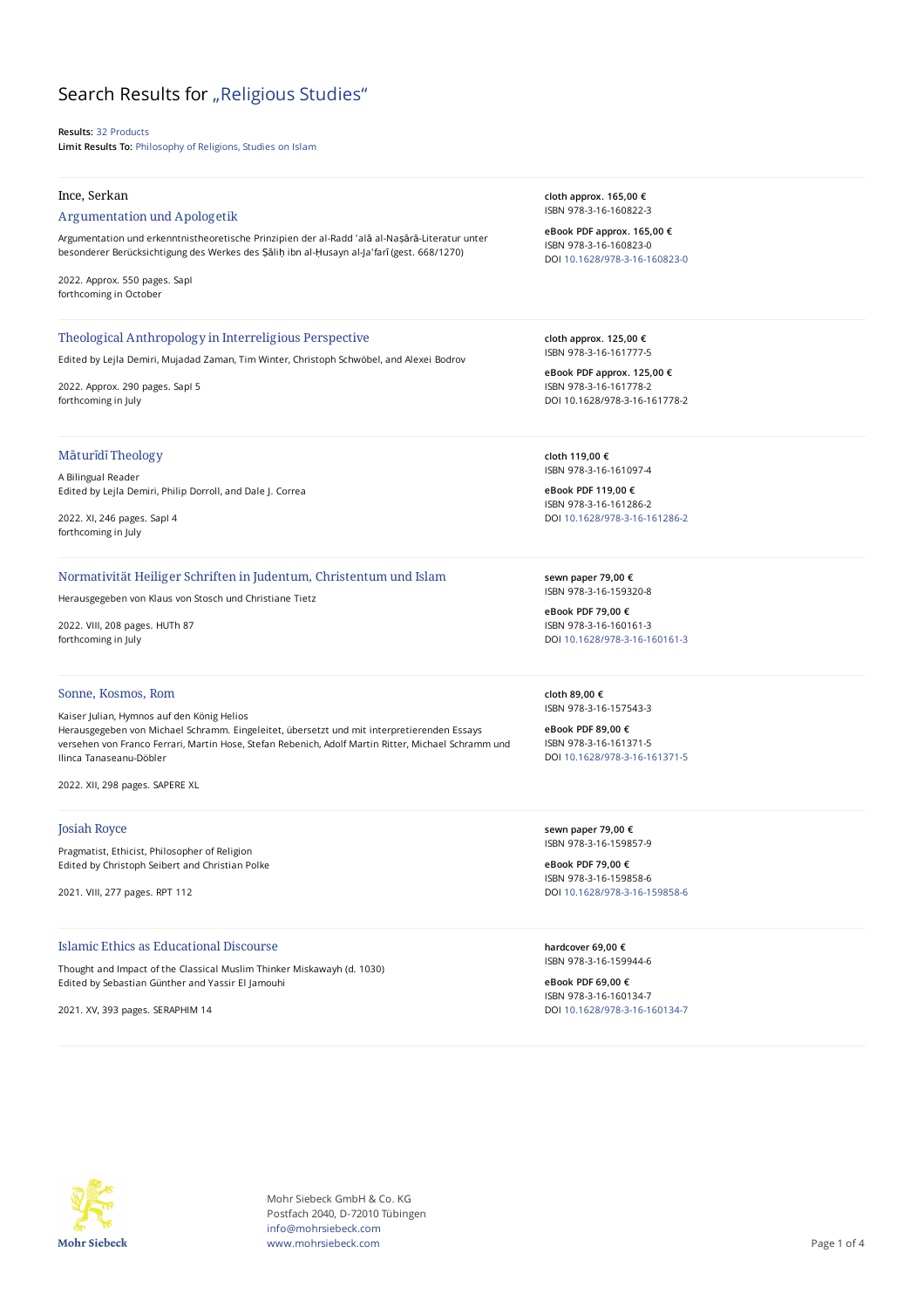# Search Results for „Religious Studies"

**Results:** 32 Products
**Limit Results To:** Philosophy of Religions, Studies on Islam

---

Ince, Serkan

### Argumentation und Apologetik

Argumentation und erkenntnistheoretische Prinzipien der al-Radd ʿalā al-Naṣārā-Literatur unter besonderer Berücksichtigung des Werkes des Ṣāliḥ ibn al-Ḥusayn al-Jaʿfarī (gest. 668/1270)

2022. Approx. 550 pages. SapI
forthcoming in October

**cloth approx. 165,00 €**
ISBN 978-3-16-160822-3

**eBook PDF approx. 165,00 €**
ISBN 978-3-16-160823-0
DOI 10.1628/978-3-16-160823-0

---

### Theological Anthropology in Interreligious Perspective

Edited by Lejla Demiri, Mujadad Zaman, Tim Winter, Christoph Schwöbel, and Alexei Bodrov

2022. Approx. 290 pages. SapI 5
forthcoming in July

**cloth approx. 125,00 €**
ISBN 978-3-16-161777-5

**eBook PDF approx. 125,00 €**
ISBN 978-3-16-161778-2
DOI 10.1628/978-3-16-161778-2

---

### Māturīdī Theology

A Bilingual Reader
Edited by Lejla Demiri, Philip Dorroll, and Dale J. Correa

2022. XI, 246 pages. SapI 4
forthcoming in July

**cloth 119,00 €**
ISBN 978-3-16-161097-4

**eBook PDF 119,00 €**
ISBN 978-3-16-161286-2
DOI 10.1628/978-3-16-161286-2

---

### Normativität Heiliger Schriften in Judentum, Christentum und Islam

Herausgegeben von Klaus von Stosch und Christiane Tietz

2022. VIII, 208 pages. HUTh 87
forthcoming in July

**sewn paper 79,00 €**
ISBN 978-3-16-159320-8

**eBook PDF 79,00 €**
ISBN 978-3-16-160161-3
DOI 10.1628/978-3-16-160161-3

---

### Sonne, Kosmos, Rom

Kaiser Julian, Hymnos auf den König Helios
Herausgegeben von Michael Schramm. Eingeleitet, übersetzt und mit interpretierenden Essays versehen von Franco Ferrari, Martin Hose, Stefan Rebenich, Adolf Martin Ritter, Michael Schramm und Ilinca Tanaseanu-Döbler

2022. XII, 298 pages. SAPERE XL

**cloth 89,00 €**
ISBN 978-3-16-157543-3

**eBook PDF 89,00 €**
ISBN 978-3-16-161371-5
DOI 10.1628/978-3-16-161371-5

---

### Josiah Royce

Pragmatist, Ethicist, Philosopher of Religion
Edited by Christoph Seibert and Christian Polke

2021. VIII, 277 pages. RPT 112

**sewn paper 79,00 €**
ISBN 978-3-16-159857-9

**eBook PDF 79,00 €**
ISBN 978-3-16-159858-6
DOI 10.1628/978-3-16-159858-6

---

### Islamic Ethics as Educational Discourse

Thought and Impact of the Classical Muslim Thinker Miskawayh (d. 1030)
Edited by Sebastian Günther and Yassir El Jamouhi

2021. XV, 393 pages. SERAPHIM 14

**hardcover 69,00 €**
ISBN 978-3-16-159944-6

**eBook PDF 69,00 €**
ISBN 978-3-16-160134-7
DOI 10.1628/978-3-16-160134-7

---

Mohr Siebeck GmbH & Co. KG
Postfach 2040, D-72010 Tübingen
info@mohrsiebeck.com
www.mohrsiebeck.com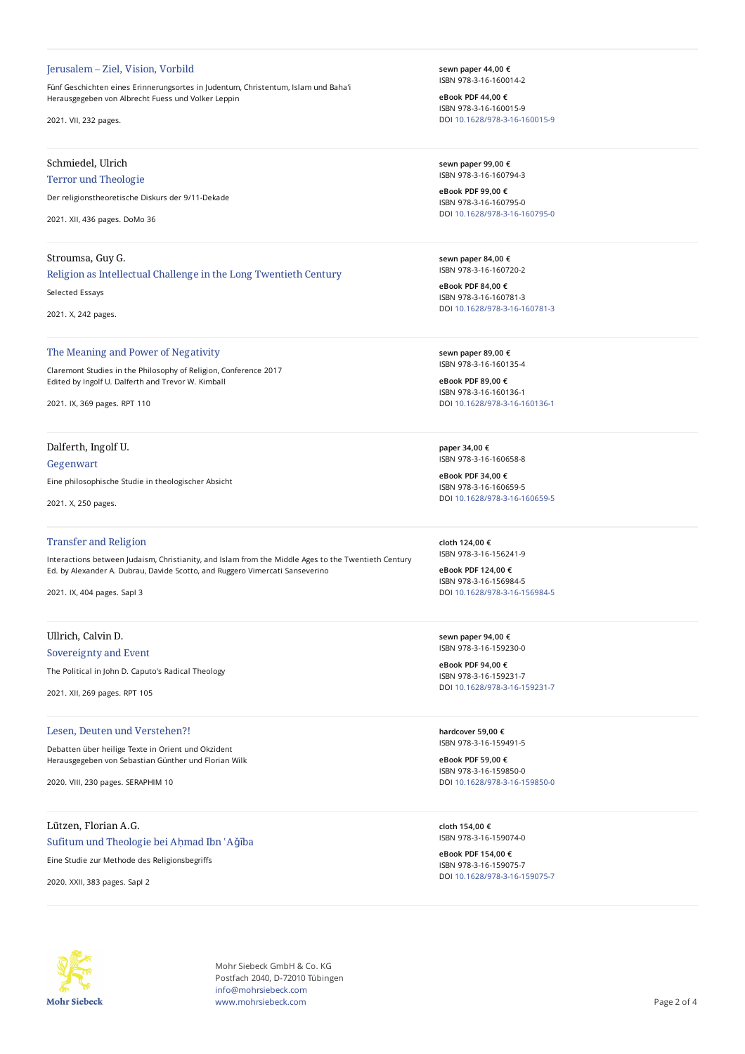Jerusalem – Ziel, Vision, Vorbild

Fünf Geschichten eines Erinnerungsortes in Judentum, Christentum, Islam und Baha'i
Herausgegeben von Albrecht Fuess und Volker Leppin

2021. VII, 232 pages.

**sewn paper 44,00 €**
ISBN 978-3-16-160014-2

**eBook PDF 44,00 €**
ISBN 978-3-16-160015-9
DOI 10.1628/978-3-16-160015-9

---

Schmiedel, Ulrich

Terror und Theologie

Der religionstheoretische Diskurs der 9/11-Dekade

2021. XII, 436 pages. DoMo 36

**sewn paper 99,00 €**
ISBN 978-3-16-160794-3

**eBook PDF 99,00 €**
ISBN 978-3-16-160795-0
DOI 10.1628/978-3-16-160795-0

---

Stroumsa, Guy G.

Religion as Intellectual Challenge in the Long Twentieth Century

Selected Essays

2021. X, 242 pages.

**sewn paper 84,00 €**
ISBN 978-3-16-160720-2

**eBook PDF 84,00 €**
ISBN 978-3-16-160781-3
DOI 10.1628/978-3-16-160781-3

---

The Meaning and Power of Negativity

Claremont Studies in the Philosophy of Religion, Conference 2017
Edited by Ingolf U. Dalferth and Trevor W. Kimball

2021. IX, 369 pages. RPT 110

**sewn paper 89,00 €**
ISBN 978-3-16-160135-4

**eBook PDF 89,00 €**
ISBN 978-3-16-160136-1
DOI 10.1628/978-3-16-160136-1

---

Dalferth, Ingolf U.

Gegenwart

Eine philosophische Studie in theologischer Absicht

2021. X, 250 pages.

**paper 34,00 €**
ISBN 978-3-16-160658-8

**eBook PDF 34,00 €**
ISBN 978-3-16-160659-5
DOI 10.1628/978-3-16-160659-5

---

Transfer and Religion

Interactions between Judaism, Christianity, and Islam from the Middle Ages to the Twentieth Century
Ed. by Alexander A. Dubrau, Davide Scotto, and Ruggero Vimercati Sanseverino

2021. IX, 404 pages. SapI 3

**cloth 124,00 €**
ISBN 978-3-16-156241-9

**eBook PDF 124,00 €**
ISBN 978-3-16-156984-5
DOI 10.1628/978-3-16-156984-5

---

Ullrich, Calvin D.

Sovereignty and Event

The Political in John D. Caputo's Radical Theology

2021. XII, 269 pages. RPT 105

**sewn paper 94,00 €**
ISBN 978-3-16-159230-0

**eBook PDF 94,00 €**
ISBN 978-3-16-159231-7
DOI 10.1628/978-3-16-159231-7

---

Lesen, Deuten und Verstehen?!

Debatten über heilige Texte in Orient und Okzident
Herausgegeben von Sebastian Günther und Florian Wilk

2020. VIII, 230 pages. SERAPHIM 10

**hardcover 59,00 €**
ISBN 978-3-16-159491-5

**eBook PDF 59,00 €**
ISBN 978-3-16-159850-0
DOI 10.1628/978-3-16-159850-0

---

Lützen, Florian A.G.

Sufitum und Theologie bei Aḥmad Ibn ʿAǧība

Eine Studie zur Methode des Religionsbegriffs

2020. XXII, 383 pages. SapI 2

**cloth 154,00 €**
ISBN 978-3-16-159074-0

**eBook PDF 154,00 €**
ISBN 978-3-16-159075-7
DOI 10.1628/978-3-16-159075-7

---

Mohr Siebeck GmbH & Co. KG
Postfach 2040, D-72010 Tübingen
info@mohrsiebeck.com
www.mohrsiebeck.com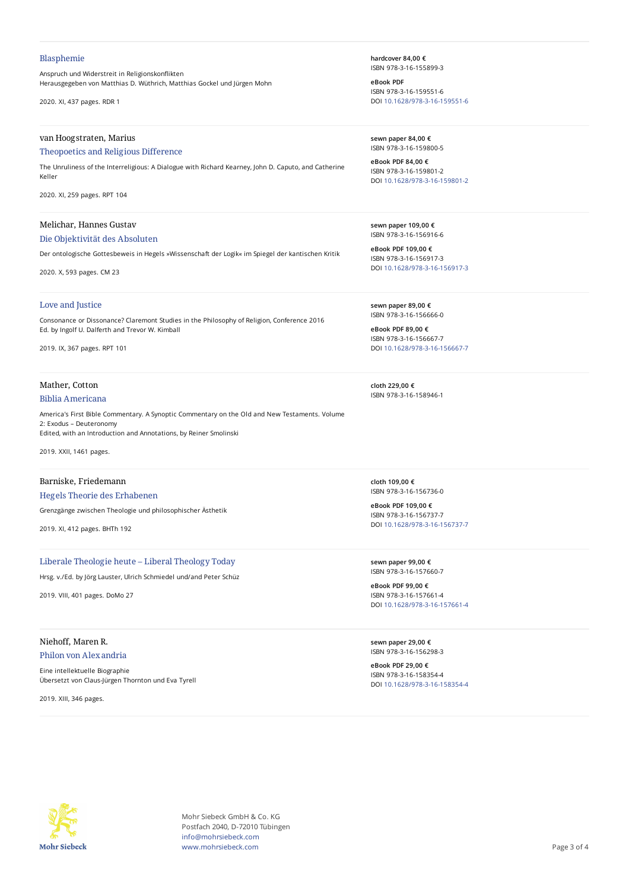### Blasphemie

Anspruch und Widerstreit in Religionskonflikten
Herausgegeben von Matthias D. Wüthrich, Matthias Gockel und Jürgen Mohn

2020. XI, 437 pages. RDR 1

**hardcover 84,00 €**
ISBN 978-3-16-155899-3

**eBook PDF**
ISBN 978-3-16-159551-6
DOI 10.1628/978-3-16-159551-6

---

van Hoogstraten, Marius

### Theopoetics and Religious Difference

The Unruliness of the Interreligious: A Dialogue with Richard Kearney, John D. Caputo, and Catherine Keller

2020. XI, 259 pages. RPT 104

**sewn paper 84,00 €**
ISBN 978-3-16-159800-5

**eBook PDF 84,00 €**
ISBN 978-3-16-159801-2
DOI 10.1628/978-3-16-159801-2

---

Melichar, Hannes Gustav

### Die Objektivität des Absoluten

Der ontologische Gottesbeweis in Hegels »Wissenschaft der Logik« im Spiegel der kantischen Kritik

2020. X, 593 pages. CM 23

**sewn paper 109,00 €**
ISBN 978-3-16-156916-6

**eBook PDF 109,00 €**
ISBN 978-3-16-156917-3
DOI 10.1628/978-3-16-156917-3

---

### Love and Justice

Consonance or Dissonance? Claremont Studies in the Philosophy of Religion, Conference 2016
Ed. by Ingolf U. Dalferth and Trevor W. Kimball

2019. IX, 367 pages. RPT 101

**sewn paper 89,00 €**
ISBN 978-3-16-156666-0

**eBook PDF 89,00 €**
ISBN 978-3-16-156667-7
DOI 10.1628/978-3-16-156667-7

---

Mather, Cotton

### Biblia Americana

America's First Bible Commentary. A Synoptic Commentary on the Old and New Testaments. Volume 2: Exodus – Deuteronomy
Edited, with an Introduction and Annotations, by Reiner Smolinski

2019. XXII, 1461 pages.

**cloth 229,00 €**
ISBN 978-3-16-158946-1

---

Barniske, Friedemann

### Hegels Theorie des Erhabenen

Grenzgänge zwischen Theologie und philosophischer Ästhetik

2019. XI, 412 pages. BHTh 192

**cloth 109,00 €**
ISBN 978-3-16-156736-0

**eBook PDF 109,00 €**
ISBN 978-3-16-156737-7
DOI 10.1628/978-3-16-156737-7

---

### Liberale Theologie heute – Liberal Theology Today

Hrsg. v./Ed. by Jörg Lauster, Ulrich Schmiedel und/and Peter Schüz

2019. VIII, 401 pages. DoMo 27

**sewn paper 99,00 €**
ISBN 978-3-16-157660-7

**eBook PDF 99,00 €**
ISBN 978-3-16-157661-4
DOI 10.1628/978-3-16-157661-4

---

Niehoff, Maren R.

### Philon von Alexandria

Eine intellektuelle Biographie
Übersetzt von Claus-Jürgen Thornton und Eva Tyrell

2019. XIII, 346 pages.

**sewn paper 29,00 €**
ISBN 978-3-16-156298-3

**eBook PDF 29,00 €**
ISBN 978-3-16-158354-4
DOI 10.1628/978-3-16-158354-4

---

Mohr Siebeck GmbH & Co. KG
Postfach 2040, D-72010 Tübingen
info@mohrsiebeck.com
www.mohrsiebeck.com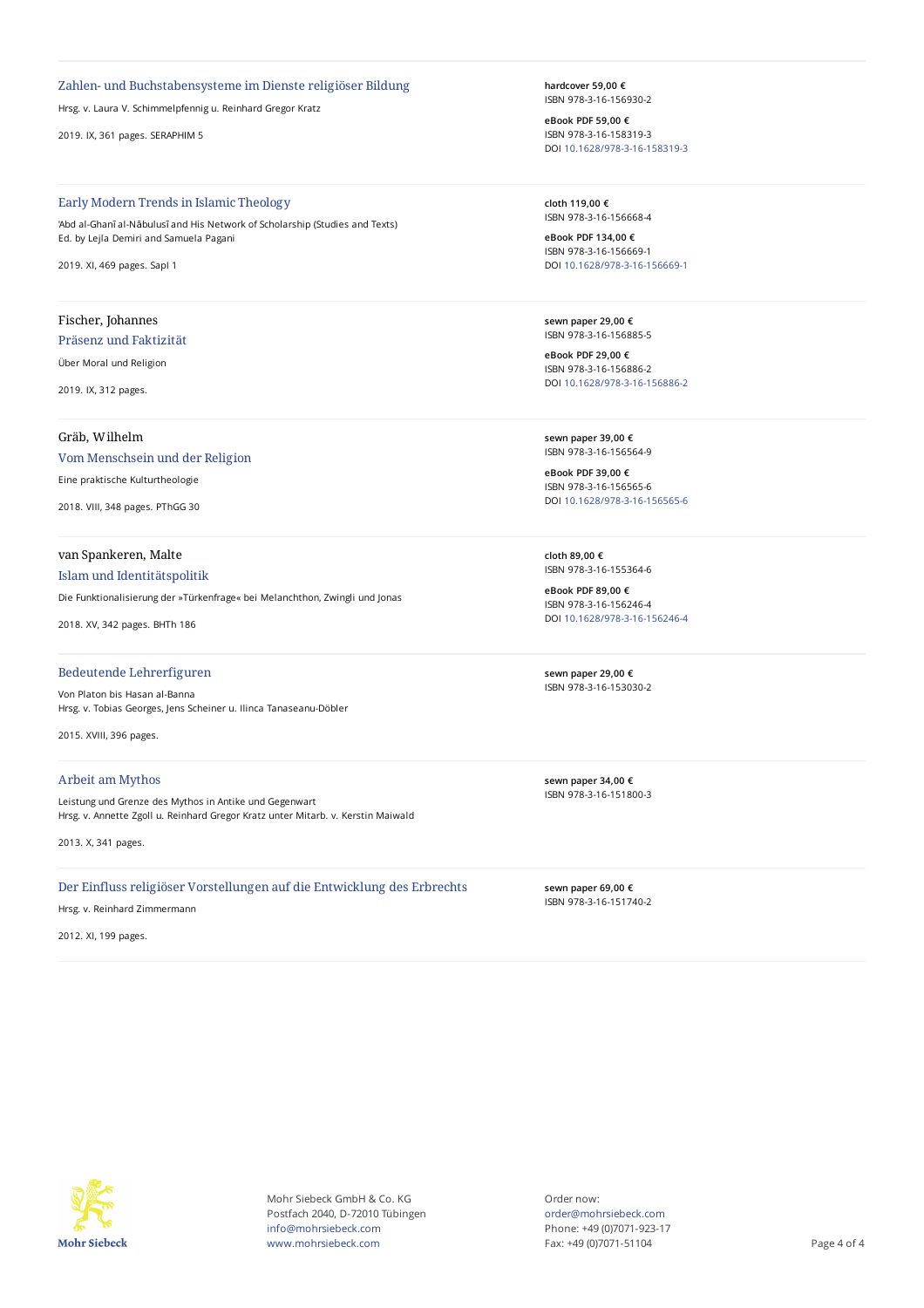### Zahlen- und Buchstabensysteme im Dienste religiöser Bildung

Hrsg. v. Laura V. Schimmelpfennig u. Reinhard Gregor Kratz

2019. IX, 361 pages. SERAPHIM 5

**hardcover 59,00 €**
ISBN 978-3-16-156930-2

**eBook PDF 59,00 €**
ISBN 978-3-16-158319-3
DOI 10.1628/978-3-16-158319-3

---

### Early Modern Trends in Islamic Theology

ʿAbd al-Ghanī al-Nābulusī and His Network of Scholarship (Studies and Texts)
Ed. by Lejla Demiri and Samuela Pagani

2019. XI, 469 pages. SapI 1

**cloth 119,00 €**
ISBN 978-3-16-156668-4

**eBook PDF 134,00 €**
ISBN 978-3-16-156669-1
DOI 10.1628/978-3-16-156669-1

---

Fischer, Johannes

### Präsenz und Faktizität

Über Moral und Religion

2019. IX, 312 pages.

**sewn paper 29,00 €**
ISBN 978-3-16-156885-5

**eBook PDF 29,00 €**
ISBN 978-3-16-156886-2
DOI 10.1628/978-3-16-156886-2

---

Gräb, Wilhelm

### Vom Menschsein und der Religion

Eine praktische Kulturtheologie

2018. VIII, 348 pages. PThGG 30

**sewn paper 39,00 €**
ISBN 978-3-16-156564-9

**eBook PDF 39,00 €**
ISBN 978-3-16-156565-6
DOI 10.1628/978-3-16-156565-6

---

van Spankeren, Malte

### Islam und Identitätspolitik

Die Funktionalisierung der »Türkenfrage« bei Melanchthon, Zwingli und Jonas

2018. XV, 342 pages. BHTh 186

**cloth 89,00 €**
ISBN 978-3-16-155364-6

**eBook PDF 89,00 €**
ISBN 978-3-16-156246-4
DOI 10.1628/978-3-16-156246-4

---

### Bedeutende Lehrerfiguren

Von Platon bis Hasan al-Banna
Hrsg. v. Tobias Georges, Jens Scheiner u. Ilinca Tanaseanu-Döbler

2015. XVIII, 396 pages.

**sewn paper 29,00 €**
ISBN 978-3-16-153030-2

---

### Arbeit am Mythos

Leistung und Grenze des Mythos in Antike und Gegenwart
Hrsg. v. Annette Zgoll u. Reinhard Gregor Kratz unter Mitarb. v. Kerstin Maiwald

2013. X, 341 pages.

**sewn paper 34,00 €**
ISBN 978-3-16-151800-3

---

### Der Einfluss religiöser Vorstellungen auf die Entwicklung des Erbrechts

Hrsg. v. Reinhard Zimmermann

2012. XI, 199 pages.

**sewn paper 69,00 €**
ISBN 978-3-16-151740-2

---

Mohr Siebeck

Mohr Siebeck GmbH & Co. KG
Postfach 2040, D-72010 Tübingen
info@mohrsiebeck.com
www.mohrsiebeck.com

Order now:
order@mohrsiebeck.com
Phone: +49 (0)7071-923-17
Fax: +49 (0)7071-51104